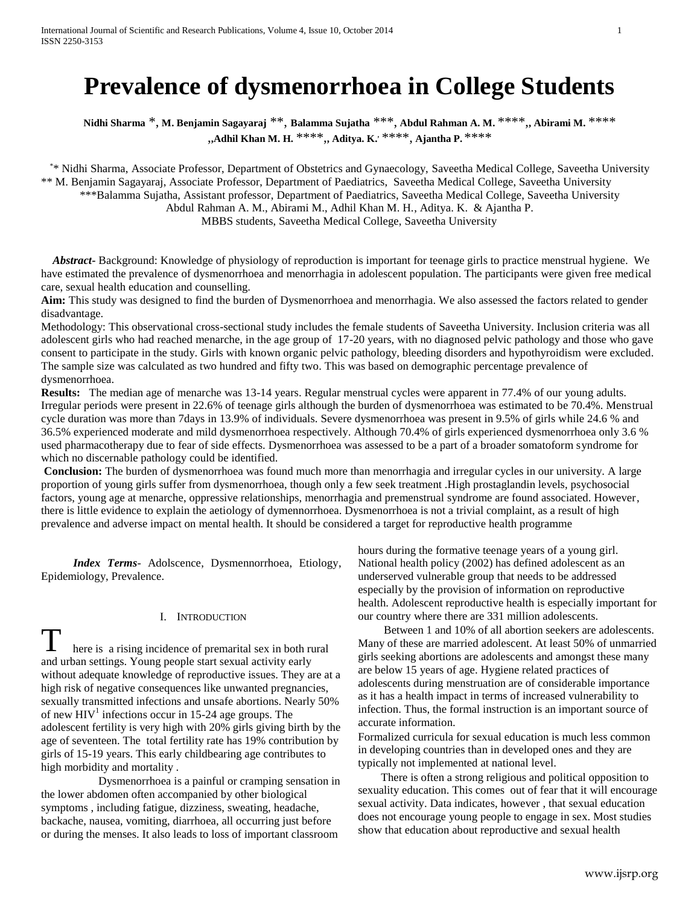# Prevalence of dysmenorrhoea in College Students

**Nidhi Sharma \*, M. Benjamin Sagayaraj \*\*, Balamma Sujatha \*\*\*, Abdul Rahman A. M. \*\*\*\*,, Abirami M. \*\*\*\* ,,Adhil Khan M. H. \*\*\*\*,, Aditya. K.' \*\*\*\*, Ajantha P. \*\*\*\***

\*\* Nidhi Sharma, Associate Professor, Department of Obstetrics and Gynaecology, Saveetha Medical College, Saveetha University
\*\* M. Benjamin Sagayaraj, Associate Professor, Department of Paediatrics, Saveetha Medical College, Saveetha University
\*\*\*Balamma Sujatha, Assistant professor, Department of Paediatrics, Saveetha Medical College, Saveetha University
Abdul Rahman A. M., Abirami M., Adhil Khan M. H., Aditya. K. & Ajantha P.
MBBS students, Saveetha Medical College, Saveetha University

***Abstract-*** Background: Knowledge of physiology of reproduction is important for teenage girls to practice menstrual hygiene. We have estimated the prevalence of dysmenorrhoea and menorrhagia in adolescent population. The participants were given free medical care, sexual health education and counselling.

**Aim:** This study was designed to find the burden of Dysmenorrhoea and menorrhagia. We also assessed the factors related to gender disadvantage.

Methodology: This observational cross-sectional study includes the female students of Saveetha University. Inclusion criteria was all adolescent girls who had reached menarche, in the age group of 17-20 years, with no diagnosed pelvic pathology and those who gave consent to participate in the study. Girls with known organic pelvic pathology, bleeding disorders and hypothyroidism were excluded. The sample size was calculated as two hundred and fifty two. This was based on demographic percentage prevalence of dysmenorrhoea.

**Results:** The median age of menarche was 13-14 years. Regular menstrual cycles were apparent in 77.4% of our young adults. Irregular periods were present in 22.6% of teenage girls although the burden of dysmenorrhoea was estimated to be 70.4%. Menstrual cycle duration was more than 7days in 13.9% of individuals. Severe dysmenorrhoea was present in 9.5% of girls while 24.6 % and 36.5% experienced moderate and mild dysmenorrhoea respectively. Although 70.4% of girls experienced dysmenorrhoea only 3.6 % used pharmacotherapy due to fear of side effects. Dysmenorrhoea was assessed to be a part of a broader somatoform syndrome for which no discernable pathology could be identified.

**Conclusion:** The burden of dysmenorrhoea was found much more than menorrhagia and irregular cycles in our university. A large proportion of young girls suffer from dysmenorrhoea, though only a few seek treatment .High prostaglandin levels, psychosocial factors, young age at menarche, oppressive relationships, menorrhagia and premenstrual syndrome are found associated. However, there is little evidence to explain the aetiology of dymennorrhoea. Dysmenorrhoea is not a trivial complaint, as a result of high prevalence and adverse impact on mental health. It should be considered a target for reproductive health programme

***Index Terms***- Adolscence, Dysmennorrhoea, Etiology, Epidemiology, Prevalence.

## I. Introduction

There is a rising incidence of premarital sex in both rural and urban settings. Young people start sexual activity early without adequate knowledge of reproductive issues. They are at a high risk of negative consequences like unwanted pregnancies, sexually transmitted infections and unsafe abortions. Nearly 50% of new HIV[1] infections occur in 15-24 age groups. The adolescent fertility is very high with 20% girls giving birth by the age of seventeen. The total fertility rate has 19% contribution by girls of 15-19 years. This early childbearing age contributes to high morbidity and mortality .

Dysmenorrhoea is a painful or cramping sensation in the lower abdomen often accompanied by other biological symptoms , including fatigue, dizziness, sweating, headache, backache, nausea, vomiting, diarrhoea, all occurring just before or during the menses. It also leads to loss of important classroom hours during the formative teenage years of a young girl. National health policy (2002) has defined adolescent as an underserved vulnerable group that needs to be addressed especially by the provision of information on reproductive health. Adolescent reproductive health is especially important for our country where there are 331 million adolescents.

Between 1 and 10% of all abortion seekers are adolescents. Many of these are married adolescent. At least 50% of unmarried girls seeking abortions are adolescents and amongst these many are below 15 years of age. Hygiene related practices of adolescents during menstruation are of considerable importance as it has a health impact in terms of increased vulnerability to infection. Thus, the formal instruction is an important source of accurate information.

Formalized curricula for sexual education is much less common in developing countries than in developed ones and they are typically not implemented at national level.

There is often a strong religious and political opposition to sexuality education. This comes out of fear that it will encourage sexual activity. Data indicates, however , that sexual education does not encourage young people to engage in sex. Most studies show that education about reproductive and sexual health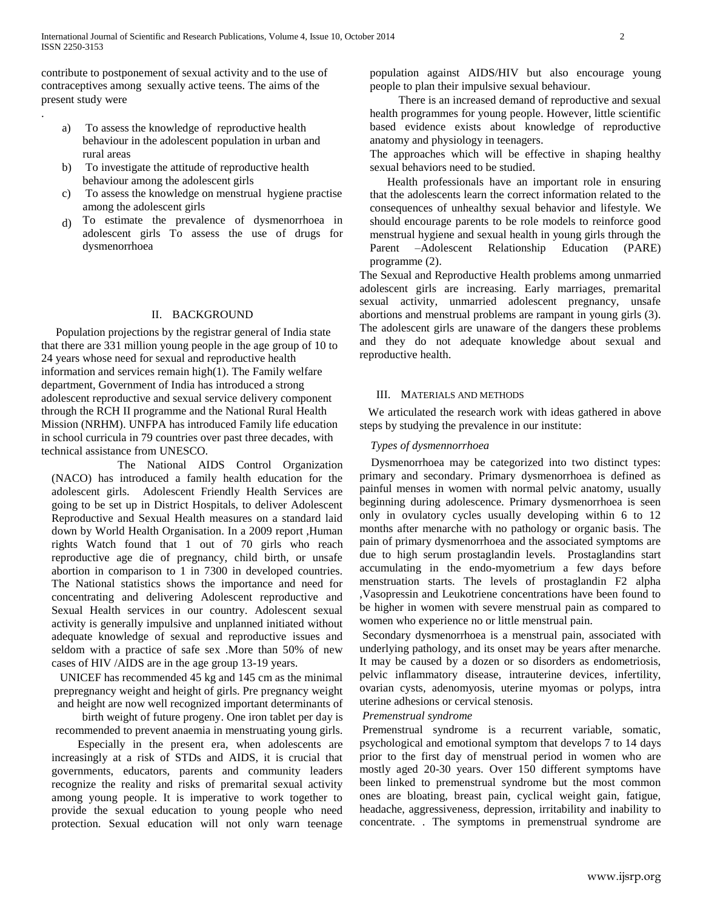contribute to postponement of sexual activity and to the use of contraceptives among sexually active teens. The aims of the present study were

.

a) To assess the knowledge of reproductive health behaviour in the adolescent population in urban and rural areas
b) To investigate the attitude of reproductive health behaviour among the adolescent girls
c) To assess the knowledge on menstrual hygiene practise among the adolescent girls
d) To estimate the prevalence of dysmenorrhoea in adolescent girls To assess the use of drugs for dysmenorrhoea

## II. BACKGROUND

Population projections by the registrar general of India state that there are 331 million young people in the age group of 10 to 24 years whose need for sexual and reproductive health information and services remain high(1). The Family welfare department, Government of India has introduced a strong adolescent reproductive and sexual service delivery component through the RCH II programme and the National Rural Health Mission (NRHM). UNFPA has introduced Family life education in school curricula in 79 countries over past three decades, with technical assistance from UNESCO.

The National AIDS Control Organization (NACO) has introduced a family health education for the adolescent girls. Adolescent Friendly Health Services are going to be set up in District Hospitals, to deliver Adolescent Reproductive and Sexual Health measures on a standard laid down by World Health Organisation. In a 2009 report ,Human rights Watch found that 1 out of 70 girls who reach reproductive age die of pregnancy, child birth, or unsafe abortion in comparison to 1 in 7300 in developed countries. The National statistics shows the importance and need for concentrating and delivering Adolescent reproductive and Sexual Health services in our country. Adolescent sexual activity is generally impulsive and unplanned initiated without adequate knowledge of sexual and reproductive issues and seldom with a practice of safe sex .More than 50% of new cases of HIV /AIDS are in the age group 13-19 years.

UNICEF has recommended 45 kg and 145 cm as the minimal prepregnancy weight and height of girls. Pre pregnancy weight and height are now well recognized important determinants of birth weight of future progeny. One iron tablet per day is recommended to prevent anaemia in menstruating young girls.

Especially in the present era, when adolescents are increasingly at a risk of STDs and AIDS, it is crucial that governments, educators, parents and community leaders recognize the reality and risks of premarital sexual activity among young people. It is imperative to work together to provide the sexual education to young people who need protection. Sexual education will not only warn teenage population against AIDS/HIV but also encourage young people to plan their impulsive sexual behaviour.

There is an increased demand of reproductive and sexual health programmes for young people. However, little scientific based evidence exists about knowledge of reproductive anatomy and physiology in teenagers.

The approaches which will be effective in shaping healthy sexual behaviors need to be studied.

Health professionals have an important role in ensuring that the adolescents learn the correct information related to the consequences of unhealthy sexual behavior and lifestyle. We should encourage parents to be role models to reinforce good menstrual hygiene and sexual health in young girls through the Parent –Adolescent Relationship Education (PARE) programme (2).

The Sexual and Reproductive Health problems among unmarried adolescent girls are increasing. Early marriages, premarital sexual activity, unmarried adolescent pregnancy, unsafe abortions and menstrual problems are rampant in young girls (3). The adolescent girls are unaware of the dangers these problems and they do not adequate knowledge about sexual and reproductive health.

## III. MATERIALS AND METHODS

We articulated the research work with ideas gathered in above steps by studying the prevalence in our institute:

*Types of dysmennorrhoea*

Dysmenorrhoea may be categorized into two distinct types: primary and secondary. Primary dysmenorrhoea is defined as painful menses in women with normal pelvic anatomy, usually beginning during adolescence. Primary dysmenorrhoea is seen only in ovulatory cycles usually developing within 6 to 12 months after menarche with no pathology or organic basis. The pain of primary dysmenorrhoea and the associated symptoms are due to high serum prostaglandin levels. Prostaglandins start accumulating in the endo-myometrium a few days before menstruation starts. The levels of prostaglandin F2 alpha ,Vasopressin and Leukotriene concentrations have been found to be higher in women with severe menstrual pain as compared to women who experience no or little menstrual pain.

Secondary dysmenorrhoea is a menstrual pain, associated with underlying pathology, and its onset may be years after menarche. It may be caused by a dozen or so disorders as endometriosis, pelvic inflammatory disease, intrauterine devices, infertility, ovarian cysts, adenomyosis, uterine myomas or polyps, intra uterine adhesions or cervical stenosis.

*Premenstrual syndrome*

Premenstrual syndrome is a recurrent variable, somatic, psychological and emotional symptom that develops 7 to 14 days prior to the first day of menstrual period in women who are mostly aged 20-30 years. Over 150 different symptoms have been linked to premenstrual syndrome but the most common ones are bloating, breast pain, cyclical weight gain, fatigue, headache, aggressiveness, depression, irritability and inability to concentrate. . The symptoms in premenstrual syndrome are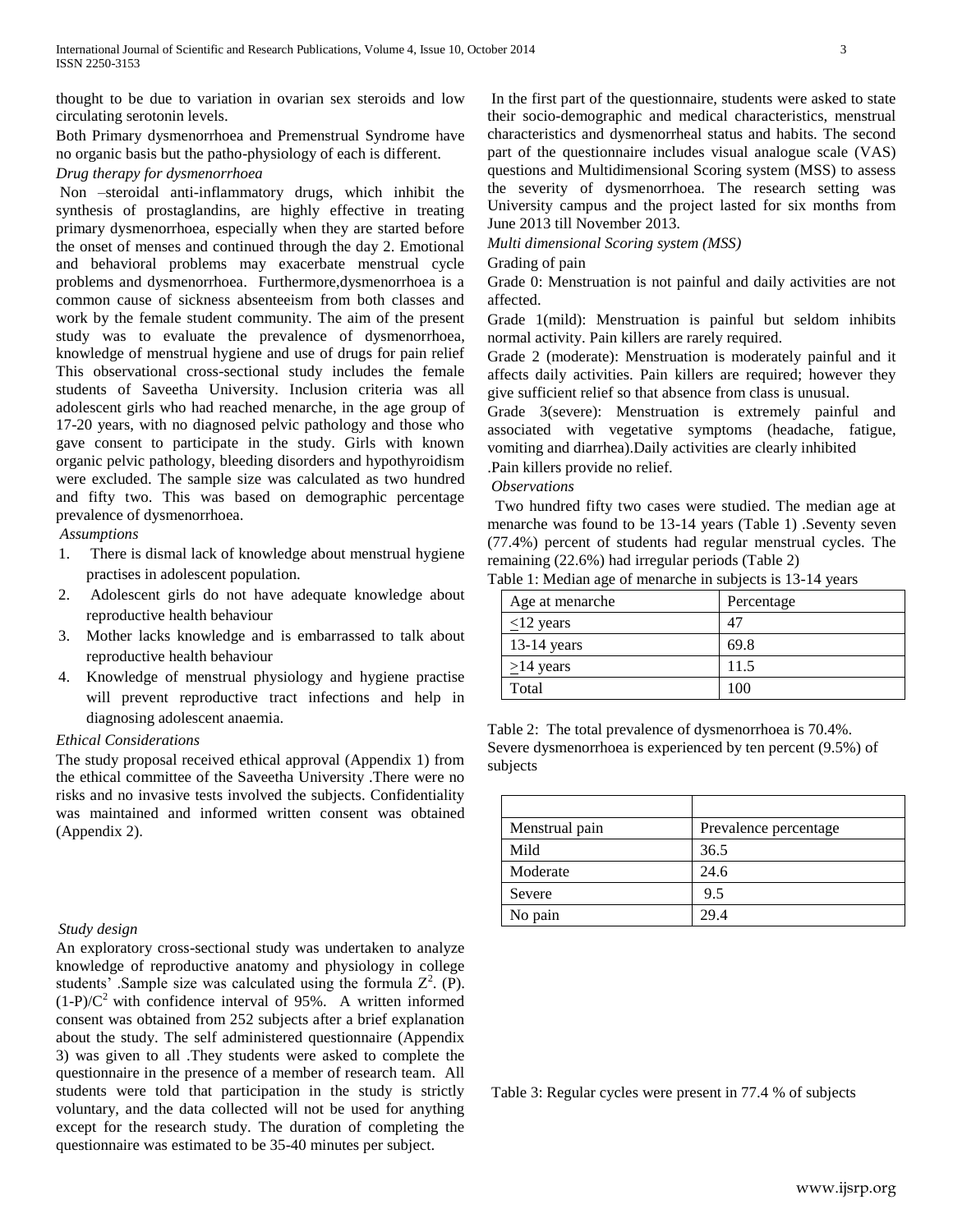thought to be due to variation in ovarian sex steroids and low circulating serotonin levels.

Both Primary dysmenorrhoea and Premenstrual Syndrome have no organic basis but the patho-physiology of each is different.

*Drug therapy for dysmenorrhoea*

Non –steroidal anti-inflammatory drugs, which inhibit the synthesis of prostaglandins, are highly effective in treating primary dysmenorrhoea, especially when they are started before the onset of menses and continued through the day 2. Emotional and behavioral problems may exacerbate menstrual cycle problems and dysmenorrhoea. Furthermore,dysmenorrhoea is a common cause of sickness absenteeism from both classes and work by the female student community. The aim of the present study was to evaluate the prevalence of dysmenorrhoea, knowledge of menstrual hygiene and use of drugs for pain relief This observational cross-sectional study includes the female students of Saveetha University. Inclusion criteria was all adolescent girls who had reached menarche, in the age group of 17-20 years, with no diagnosed pelvic pathology and those who gave consent to participate in the study. Girls with known organic pelvic pathology, bleeding disorders and hypothyroidism were excluded. The sample size was calculated as two hundred and fifty two. This was based on demographic percentage prevalence of dysmenorrhoea.

*Assumptions*

1. There is dismal lack of knowledge about menstrual hygiene practises in adolescent population.
2. Adolescent girls do not have adequate knowledge about reproductive health behaviour
3. Mother lacks knowledge and is embarrassed to talk about reproductive health behaviour
4. Knowledge of menstrual physiology and hygiene practise will prevent reproductive tract infections and help in diagnosing adolescent anaemia.

*Ethical Considerations*

The study proposal received ethical approval (Appendix 1) from the ethical committee of the Saveetha University .There were no risks and no invasive tests involved the subjects. Confidentiality was maintained and informed written consent was obtained (Appendix 2).

*Study design*

An exploratory cross-sectional study was undertaken to analyze knowledge of reproductive anatomy and physiology in college students' .Sample size was calculated using the formula $Z^2$. (P). $(1\text{-}P)/C^2$ with confidence interval of 95%. A written informed consent was obtained from 252 subjects after a brief explanation about the study. The self administered questionnaire (Appendix 3) was given to all .They students were asked to complete the questionnaire in the presence of a member of research team. All students were told that participation in the study is strictly voluntary, and the data collected will not be used for anything except for the research study. The duration of completing the questionnaire was estimated to be 35-40 minutes per subject.

In the first part of the questionnaire, students were asked to state their socio-demographic and medical characteristics, menstrual characteristics and dysmenorrheal status and habits. The second part of the questionnaire includes visual analogue scale (VAS) questions and Multidimensional Scoring system (MSS) to assess the severity of dysmenorrhoea. The research setting was University campus and the project lasted for six months from June 2013 till November 2013.

*Multi dimensional Scoring system (MSS)*

Grading of pain

Grade 0: Menstruation is not painful and daily activities are not affected.

Grade 1(mild): Menstruation is painful but seldom inhibits normal activity. Pain killers are rarely required.

Grade 2 (moderate): Menstruation is moderately painful and it affects daily activities. Pain killers are required; however they give sufficient relief so that absence from class is unusual.

Grade 3(severe): Menstruation is extremely painful and associated with vegetative symptoms (headache, fatigue, vomiting and diarrhea).Daily activities are clearly inhibited .Pain killers provide no relief.

*Observations*

Two hundred fifty two cases were studied. The median age at menarche was found to be 13-14 years (Table 1) .Seventy seven (77.4%) percent of students had regular menstrual cycles. The remaining (22.6%) had irregular periods (Table 2)

Table 1: Median age of menarche in subjects is 13-14 years

| Age at menarche | Percentage |
|---|---|
| ≤12 years | 47 |
| 13-14 years | 69.8 |
| ≥14 years | 11.5 |
| Total | 100 |

Table 2: The total prevalence of dysmenorrhoea is 70.4%. Severe dysmenorrhoea is experienced by ten percent (9.5%) of subjects

| Menstrual pain | Prevalence percentage |
|---|---|
| Mild | 36.5 |
| Moderate | 24.6 |
| Severe | 9.5 |
| No pain | 29.4 |

Table 3: Regular cycles were present in 77.4 % of subjects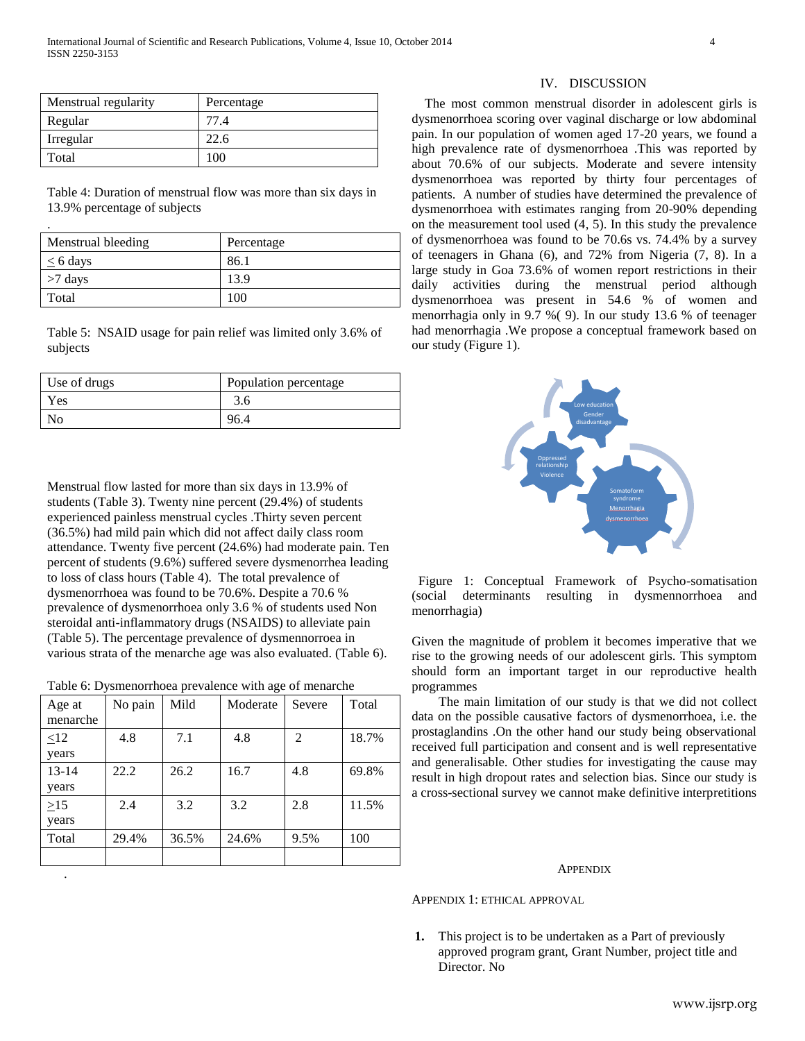| Menstrual regularity | Percentage |
| --- | --- |
| Regular | 77.4 |
| Irregular | 22.6 |
| Total | 100 |

Table 4: Duration of menstrual flow was more than six days in 13.9% percentage of subjects

.

| Menstrual bleeding | Percentage |
| --- | --- |
| ≤ 6 days | 86.1 |
| >7 days | 13.9 |
| Total | 100 |

Table 5: NSAID usage for pain relief was limited only 3.6% of subjects

| Use of drugs | Population percentage |
| --- | --- |
| Yes | 3.6 |
| No | 96.4 |

Menstrual flow lasted for more than six days in 13.9% of students (Table 3). Twenty nine percent (29.4%) of students experienced painless menstrual cycles .Thirty seven percent (36.5%) had mild pain which did not affect daily class room attendance. Twenty five percent (24.6%) had moderate pain. Ten percent of students (9.6%) suffered severe dysmenorrhea leading to loss of class hours (Table 4). The total prevalence of dysmenorrhoea was found to be 70.6%. Despite a 70.6 % prevalence of dysmenorrhoea only 3.6 % of students used Non steroidal anti-inflammatory drugs (NSAIDS) to alleviate pain (Table 5). The percentage prevalence of dysmennorroea in various strata of the menarche age was also evaluated. (Table 6).

Table 6: Dysmenorrhoea prevalence with age of menarche

| Age at menarche | No pain | Mild | Moderate | Severe | Total |
| --- | --- | --- | --- | --- | --- |
| ≤12 years | 4.8 | 7.1 | 4.8 | 2 | 18.7% |
| 13-14 years | 22.2 | 26.2 | 16.7 | 4.8 | 69.8% |
| ≥15 years | 2.4 | 3.2 | 3.2 | 2.8 | 11.5% |
| Total | 29.4% | 36.5% | 24.6% | 9.5% | 100 |
| | | | | | |

.

## IV. Discussion

The most common menstrual disorder in adolescent girls is dysmenorrhoea scoring over vaginal discharge or low abdominal pain. In our population of women aged 17-20 years, we found a high prevalence rate of dysmenorrhoea .This was reported by about 70.6% of our subjects. Moderate and severe intensity dysmenorrhoea was reported by thirty four percentages of patients. A number of studies have determined the prevalence of dysmenorrhoea with estimates ranging from 20-90% depending on the measurement tool used (4, 5). In this study the prevalence of dysmenorrhoea was found to be 70.6s vs. 74.4% by a survey of teenagers in Ghana (6), and 72% from Nigeria (7, 8). In a large study in Goa 73.6% of women report restrictions in their daily activities during the menstrual period although dysmenorrhoea was present in 54.6 % of women and menorrhagia only in 9.7 %( 9). In our study 13.6 % of teenager had menorrhagia .We propose a conceptual framework based on our study (Figure 1).

Low education
Gender disadvantage

Oppressed relationship
Violence

Somatoform syndrome
Menorrhagia
dysmenorrhoea

Figure 1: Conceptual Framework of Psycho-somatisation (social determinants resulting in dysmennorrhoea and menorrhagia)

Given the magnitude of problem it becomes imperative that we rise to the growing needs of our adolescent girls. This symptom should form an important target in our reproductive health programmes

The main limitation of our study is that we did not collect data on the possible causative factors of dysmenorrhoea, i.e. the prostaglandins .On the other hand our study being observational received full participation and consent and is well representative and generalisable. Other studies for investigating the cause may result in high dropout rates and selection bias. Since our study is a cross-sectional survey we cannot make definitive interpretitions

## Appendix

### Appendix 1: Ethical Approval

1. This project is to be undertaken as a Part of previously approved program grant, Grant Number, project title and Director. No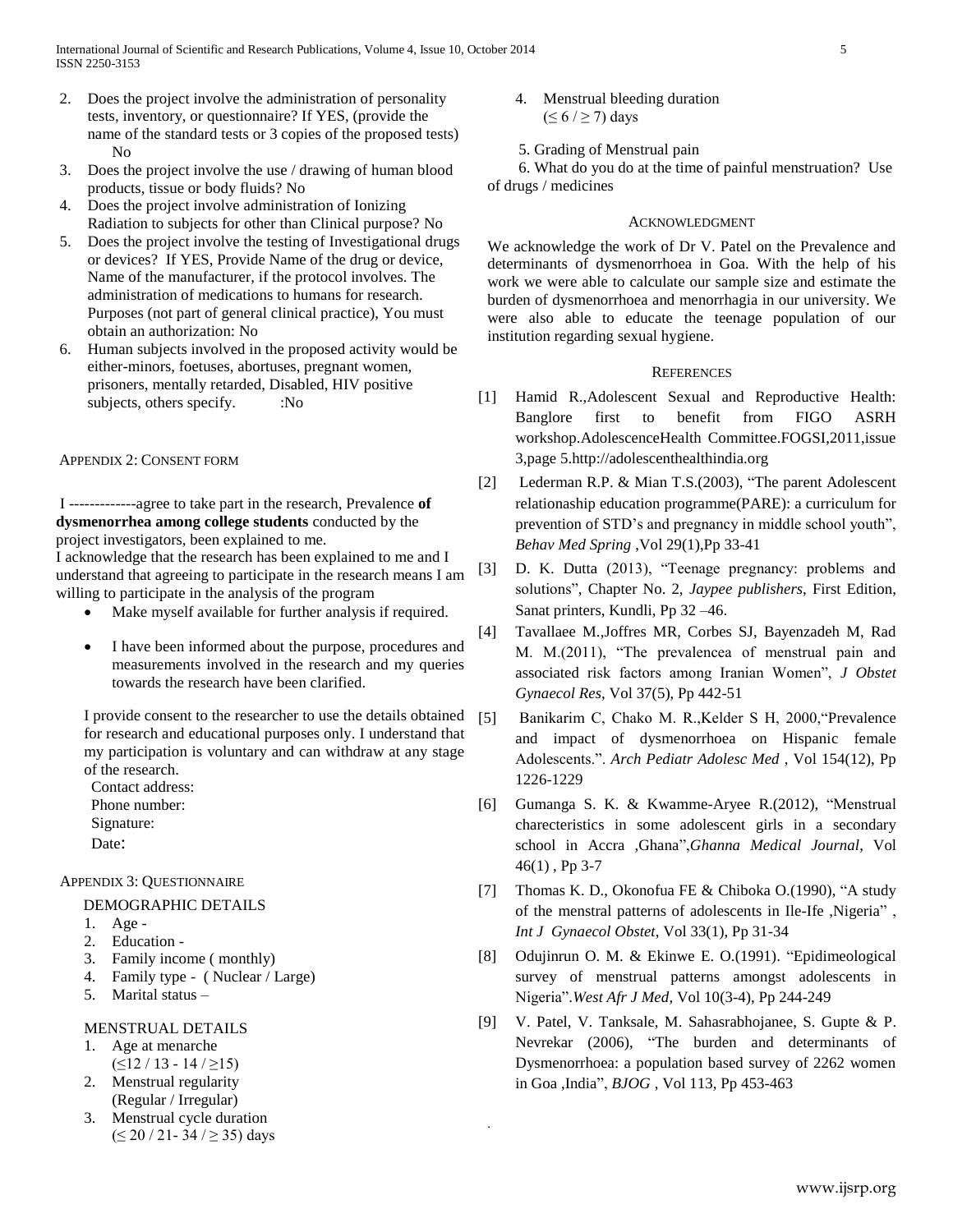2. Does the project involve the administration of personality tests, inventory, or questionnaire? If YES, (provide the name of the standard tests or 3 copies of the proposed tests) No
3. Does the project involve the use / drawing of human blood products, tissue or body fluids? No
4. Does the project involve administration of Ionizing Radiation to subjects for other than Clinical purpose? No
5. Does the project involve the testing of Investigational drugs or devices? If YES, Provide Name of the drug or device, Name of the manufacturer, if the protocol involves. The administration of medications to humans for research. Purposes (not part of general clinical practice), You must obtain an authorization: No
6. Human subjects involved in the proposed activity would be either-minors, foetuses, abortuses, pregnant women, prisoners, mentally retarded, Disabled, HIV positive subjects, others specify. :No

### APPENDIX 2: CONSENT FORM

I -------------agree to take part in the research, Prevalence **of dysmenorrhea among college students** conducted by the project investigators, been explained to me.
I acknowledge that the research has been explained to me and I understand that agreeing to participate in the research means I am willing to participate in the analysis of the program

- Make myself available for further analysis if required.
- I have been informed about the purpose, procedures and measurements involved in the research and my queries towards the research have been clarified.

I provide consent to the researcher to use the details obtained for research and educational purposes only. I understand that my participation is voluntary and can withdraw at any stage of the research.
Contact address:
Phone number:
Signature:
Date:

### APPENDIX 3: QUESTIONNAIRE

DEMOGRAPHIC DETAILS

1. Age -
2. Education -
3. Family income ( monthly)
4. Family type - ( Nuclear / Large)
5. Marital status –

MENSTRUAL DETAILS

1. Age at menarche
(≤12 / 13 - 14 / ≥15)
2. Menstrual regularity
(Regular / Irregular)
3. Menstrual cycle duration
(≤ 20 / 21- 34 / ≥ 35) days
4. Menstrual bleeding duration
(≤ 6 / ≥ 7) days
5. Grading of Menstrual pain
6. What do you do at the time of painful menstruation? Use of drugs / medicines

### ACKNOWLEDGMENT

We acknowledge the work of Dr V. Patel on the Prevalence and determinants of dysmenorrhoea in Goa. With the help of his work we were able to calculate our sample size and estimate the burden of dysmenorrhoea and menorrhagia in our university. We were also able to educate the teenage population of our institution regarding sexual hygiene.

### REFERENCES

[1] Hamid R.,Adolescent Sexual and Reproductive Health: Banglore first to benefit from FIGO ASRH workshop.AdolescenceHealth Committee.FOGSI,2011,issue 3,page 5.http://adolescenthealthindia.org

[2] Lederman R.P. & Mian T.S.(2003), "The parent Adolescent relationship education programme(PARE): a curriculum for prevention of STD's and pregnancy in middle school youth", *Behav Med Spring* ,Vol 29(1),Pp 33-41

[3] D. K. Dutta (2013), "Teenage pregnancy: problems and solutions", Chapter No. 2, *Jaypee publishers*, First Edition, Sanat printers, Kundli, Pp 32 –46.

[4] Tavallaee M.,Joffres MR, Corbes SJ, Bayenzadeh M, Rad M. M.(2011), "The prevalencea of menstrual pain and associated risk factors among Iranian Women", *J Obstet Gynaecol Res*, Vol 37(5), Pp 442-51

[5] Banikarim C, Chako M. R.,Kelder S H, 2000,"Prevalence and impact of dysmenorrhoea on Hispanic female Adolescents.". *Arch Pediatr Adolesc Med* , Vol 154(12), Pp 1226-1229

[6] Gumanga S. K. & Kwamme-Aryee R.(2012), "Menstrual charecteristics in some adolescent girls in a secondary school in Accra ,Ghana",*Ghanna Medical Journal*, Vol 46(1) , Pp 3-7

[7] Thomas K. D., Okonofua FE & Chiboka O.(1990), "A study of the menstral patterns of adolescents in Ile-Ife ,Nigeria" , *Int J Gynaecol Obstet*, Vol 33(1), Pp 31-34

[8] Odujinrun O. M. & Ekinwe E. O.(1991). "Epidimeological survey of menstrual patterns amongst adolescents in Nigeria".*West Afr J Med*, Vol 10(3-4), Pp 244-249

[9] V. Patel, V. Tanksale, M. Sahasrabhojanee, S. Gupte & P. Nevrekar (2006), "The burden and determinants of Dysmenorrhoea: a population based survey of 2262 women in Goa ,India", *BJOG* , Vol 113, Pp 453-463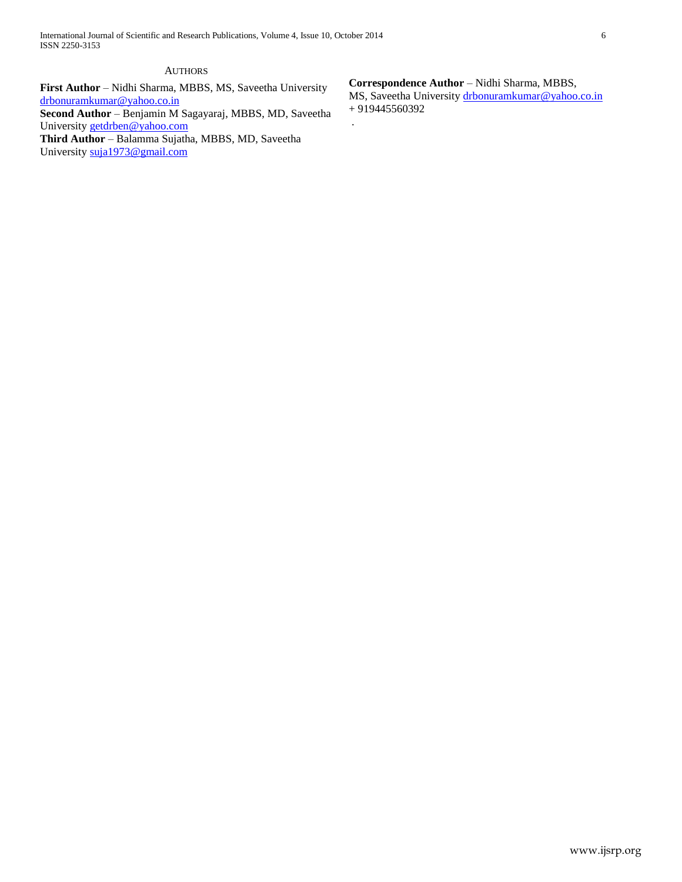## AUTHORS

**First Author** – Nidhi Sharma, MBBS, MS, Saveetha University drbonuramkumar@yahoo.co.in

**Second Author** – Benjamin M Sagayaraj, MBBS, MD, Saveetha University getdrben@yahoo.com

**Third Author** – Balamma Sujatha, MBBS, MD, Saveetha University suja1973@gmail.com

**Correspondence Author** – Nidhi Sharma, MBBS, MS, Saveetha University drbonuramkumar@yahoo.co.in + 919445560392

.